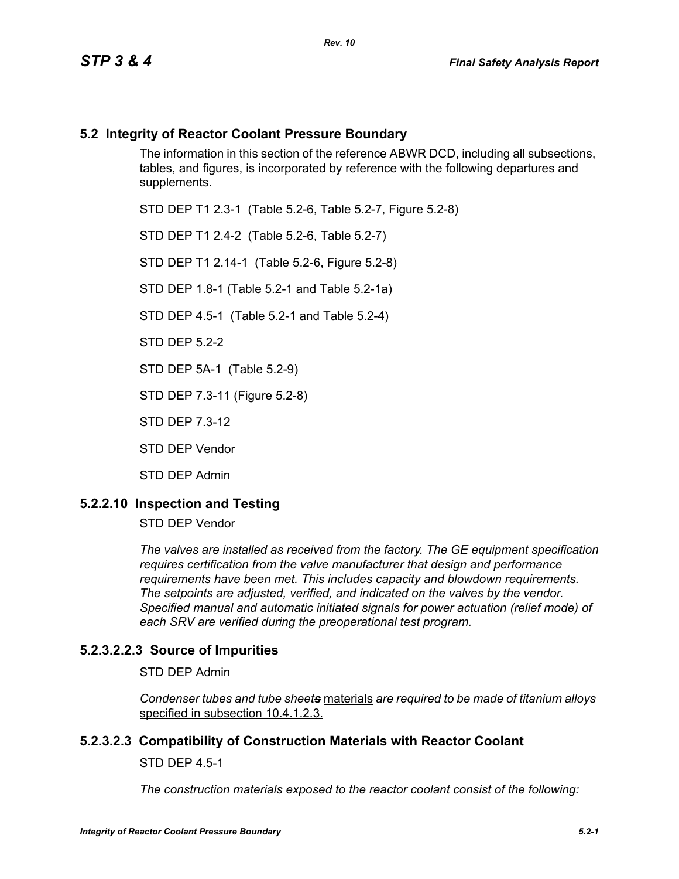## 5.2 Integrity of Reactor Coolant Pressure Boundary

The information in this section of the reference ABWR DCD, including all subsections, tables, and figures, is incorporated by reference with the following departures and supplements.

STD DEP T1 2.3-1 (Table 5.2-6, Table 5.2-7, Figure 5.2-8)

STD DEP T1 2.4-2 (Table 5.2-6, Table 5.2-7)

STD DEP T1 2.14-1 (Table 5.2-6, Figure 5.2-8)

STD DEP 1.8-1 (Table 5.2-1 and Table 5.2-1a)

STD DEP 4.5-1 (Table 5.2-1 and Table 5.2-4)

STD DEP 5.2-2

STD DEP 5A-1 (Table 5.2-9)

STD DEP 7.3-11 (Figure 5.2-8)

STD DEP 7.3-12

STD DEP Vendor

STD DEP Admin

### 5.2.2.10 Inspection and Testing

STD DEP Vendor

*The valves are installed as received from the factory. The ~~GE~~ equipment specification requires certification from the valve manufacturer that design and performance requirements have been met. This includes capacity and blowdown requirements. The setpoints are adjusted, verified, and indicated on the valves by the vendor. Specified manual and automatic initiated signals for power actuation (relief mode) of each SRV are verified during the preoperational test program.*

### 5.2.3.2.2.3 Source of Impurities

STD DEP Admin

*Condenser tubes and tube sheet~~s~~* <u>materials</u> *are ~~required to be made of titanium alloys~~* <u>specified in subsection 10.4.1.2.3.</u>

### 5.2.3.2.3 Compatibility of Construction Materials with Reactor Coolant

STD DEP 4.5-1

*The construction materials exposed to the reactor coolant consist of the following:*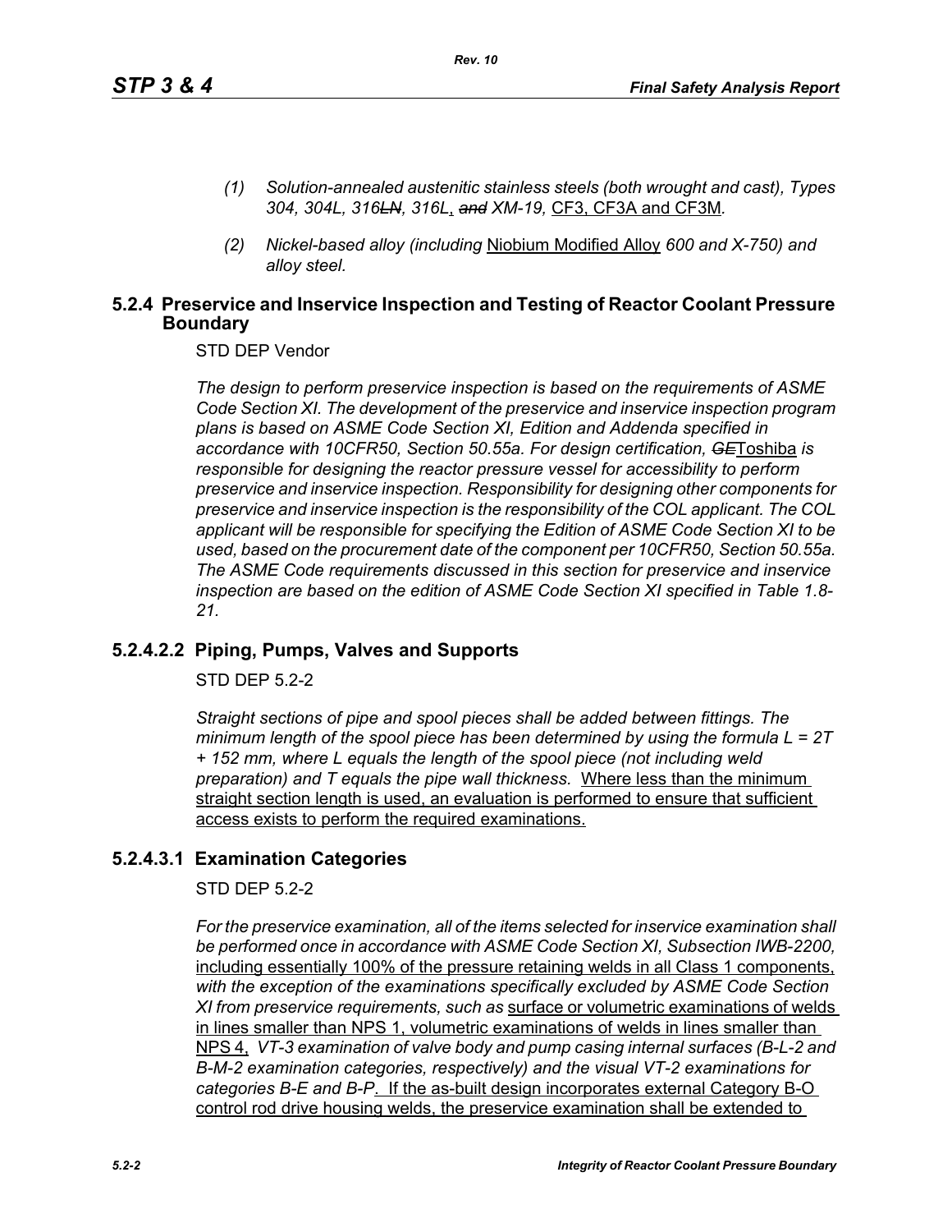*(1) Solution-annealed austenitic stainless steels (both wrought and cast), Types 304, 304L, 316~~LN~~, 316L*, ~~*and*~~ *XM-19,* <u>CF3, CF3A and CF3M</u>*.*

*(2) Nickel-based alloy (including* <u>Niobium Modified Alloy</u> *600 and X-750) and alloy steel.*

## 5.2.4 Preservice and Inservice Inspection and Testing of Reactor Coolant Pressure Boundary

STD DEP Vendor

*The design to perform preservice inspection is based on the requirements of ASME Code Section XI. The development of the preservice and inservice inspection program plans is based on ASME Code Section XI, Edition and Addenda specified in accordance with 10CFR50, Section 50.55a. For design certification,* ~~*GE*~~<u>Toshiba</u> *is responsible for designing the reactor pressure vessel for accessibility to perform preservice and inservice inspection. Responsibility for designing other components for preservice and inservice inspection is the responsibility of the COL applicant. The COL applicant will be responsible for specifying the Edition of ASME Code Section XI to be used, based on the procurement date of the component per 10CFR50, Section 50.55a. The ASME Code requirements discussed in this section for preservice and inservice inspection are based on the edition of ASME Code Section XI specified in Table 1.8-21.*

## 5.2.4.2.2 Piping, Pumps, Valves and Supports

STD DEP 5.2-2

*Straight sections of pipe and spool pieces shall be added between fittings. The minimum length of the spool piece has been determined by using the formula $L = 2T + 152$ mm, where L equals the length of the spool piece (not including weld preparation) and T equals the pipe wall thickness.* <u>Where less than the minimum straight section length is used, an evaluation is performed to ensure that sufficient access exists to perform the required examinations.</u>

## 5.2.4.3.1 Examination Categories

STD DEP 5.2-2

*For the preservice examination, all of the items selected for inservice examination shall be performed once in accordance with ASME Code Section XI, Subsection IWB-2200,* <u>including essentially 100% of the pressure retaining welds in all Class 1 components,</u> *with the exception of the examinations specifically excluded by ASME Code Section XI from preservice requirements, such as* <u>surface or volumetric examinations of welds in lines smaller than NPS 1, volumetric examinations of welds in lines smaller than NPS 4,</u> *VT-3 examination of valve body and pump casing internal surfaces (B-L-2 and B-M-2 examination categories, respectively) and the visual VT-2 examinations for categories B-E and B-P*<u>. If the as-built design incorporates external Category B-O control rod drive housing welds, the preservice examination shall be extended to</u>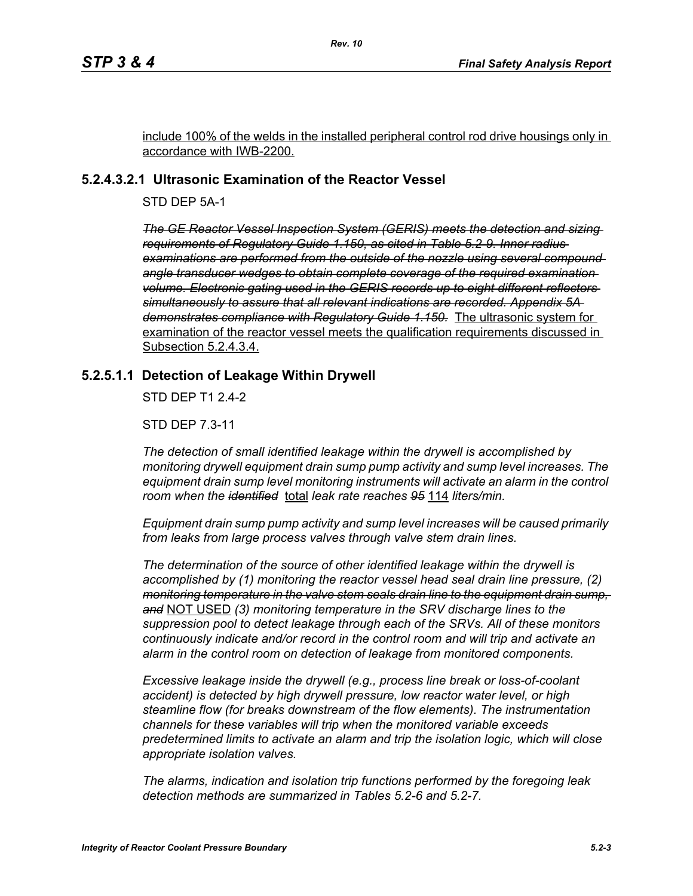include 100% of the welds in the installed peripheral control rod drive housings only in accordance with IWB-2200.

### 5.2.4.3.2.1 Ultrasonic Examination of the Reactor Vessel

STD DEP 5A-1

~~*The GE Reactor Vessel Inspection System (GERIS) meets the detection and sizing requirements of Regulatory Guide 1.150, as cited in Table 5.2-9. Inner radius examinations are performed from the outside of the nozzle using several compound angle transducer wedges to obtain complete coverage of the required examination volume. Electronic gating used in the GERIS records up to eight different reflectors simultaneously to assure that all relevant indications are recorded. Appendix 5A demonstrates compliance with Regulatory Guide 1.150.*~~ <u>The ultrasonic system for examination of the reactor vessel meets the qualification requirements discussed in Subsection 5.2.4.3.4.</u>

### 5.2.5.1.1 Detection of Leakage Within Drywell

STD DEP T1 2.4-2

STD DEP 7.3-11

*The detection of small identified leakage within the drywell is accomplished by monitoring drywell equipment drain sump pump activity and sump level increases. The equipment drain sump level monitoring instruments will activate an alarm in the control room when the* ~~*identified*~~ <u>total</u> *leak rate reaches* ~~*95*~~ <u>114</u> *liters/min.*

*Equipment drain sump pump activity and sump level increases will be caused primarily from leaks from large process valves through valve stem drain lines.*

*The determination of the source of other identified leakage within the drywell is accomplished by (1) monitoring the reactor vessel head seal drain line pressure, (2)* ~~*monitoring temperature in the valve stem seals drain line to the equipment drain sump, and*~~ <u>NOT USED</u> *(3) monitoring temperature in the SRV discharge lines to the suppression pool to detect leakage through each of the SRVs. All of these monitors continuously indicate and/or record in the control room and will trip and activate an alarm in the control room on detection of leakage from monitored components.*

*Excessive leakage inside the drywell (e.g., process line break or loss-of-coolant accident) is detected by high drywell pressure, low reactor water level, or high steamline flow (for breaks downstream of the flow elements). The instrumentation channels for these variables will trip when the monitored variable exceeds predetermined limits to activate an alarm and trip the isolation logic, which will close appropriate isolation valves.*

*The alarms, indication and isolation trip functions performed by the foregoing leak detection methods are summarized in Tables 5.2-6 and 5.2-7.*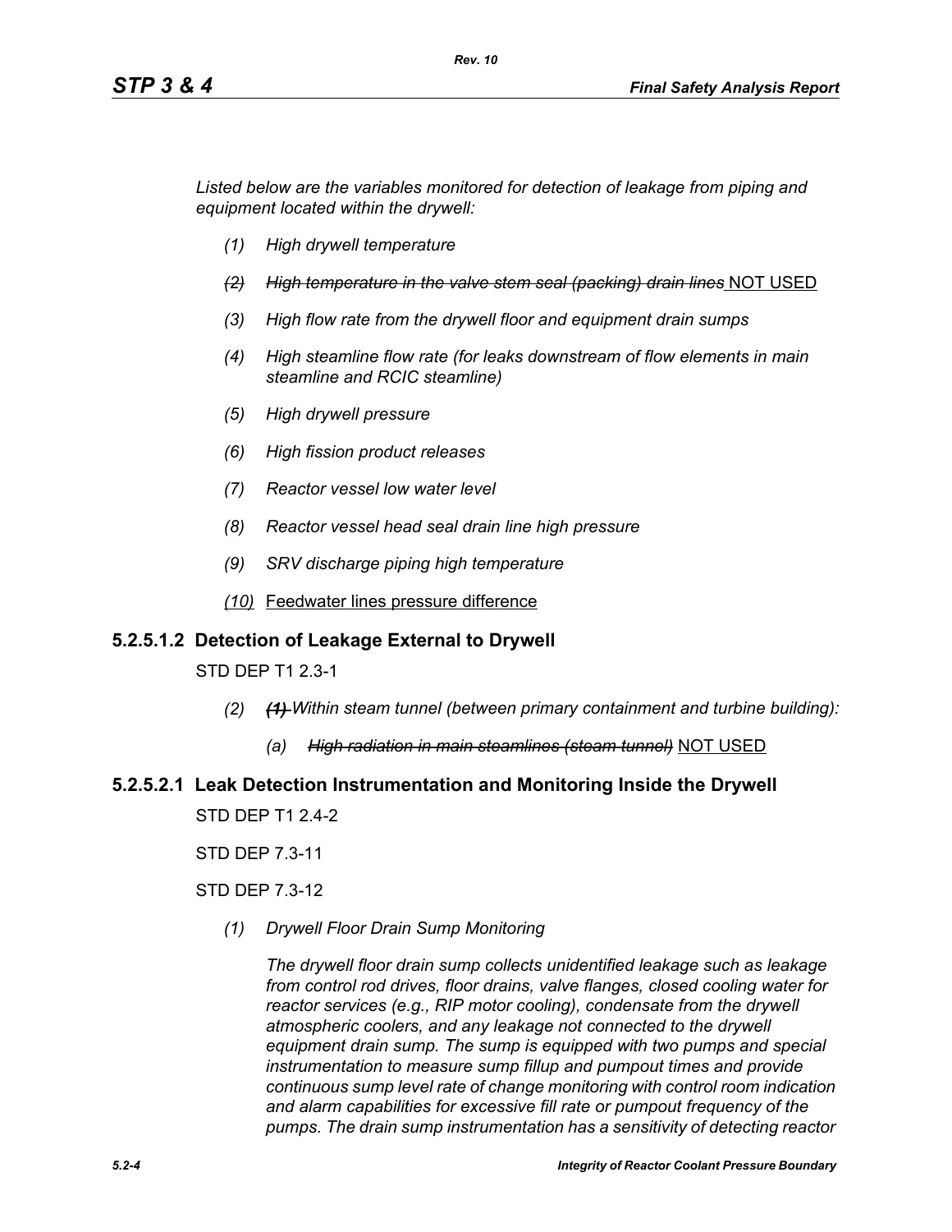*Listed below are the variables monitored for detection of leakage from piping and equipment located within the drywell:*

- *(1)* *High drywell temperature*
- ~~*(2)* *High temperature in the valve stem seal (packing) drain lines*~~ NOT USED
- *(3)* *High flow rate from the drywell floor and equipment drain sumps*
- *(4)* *High steamline flow rate (for leaks downstream of flow elements in main steamline and RCIC steamline)*
- *(5)* *High drywell pressure*
- *(6)* *High fission product releases*
- *(7)* *Reactor vessel low water level*
- *(8)* *Reactor vessel head seal drain line high pressure*
- *(9)* *SRV discharge piping high temperature*
- *(10)* Feedwater lines pressure difference

### 5.2.5.1.2 Detection of Leakage External to Drywell

STD DEP T1 2.3-1

- *(2)* ~~***(1)***~~ *Within steam tunnel (between primary containment and turbine building):*
  - *(a)* ~~***High radiation in main steamlines (steam tunnel)***~~ NOT USED

### 5.2.5.2.1 Leak Detection Instrumentation and Monitoring Inside the Drywell

STD DEP T1 2.4-2

STD DEP 7.3-11

STD DEP 7.3-12

*(1)* *Drywell Floor Drain Sump Monitoring*

*The drywell floor drain sump collects unidentified leakage such as leakage from control rod drives, floor drains, valve flanges, closed cooling water for reactor services (e.g., RIP motor cooling), condensate from the drywell atmospheric coolers, and any leakage not connected to the drywell equipment drain sump. The sump is equipped with two pumps and special instrumentation to measure sump fillup and pumpout times and provide continuous sump level rate of change monitoring with control room indication and alarm capabilities for excessive fill rate or pumpout frequency of the pumps. The drain sump instrumentation has a sensitivity of detecting reactor*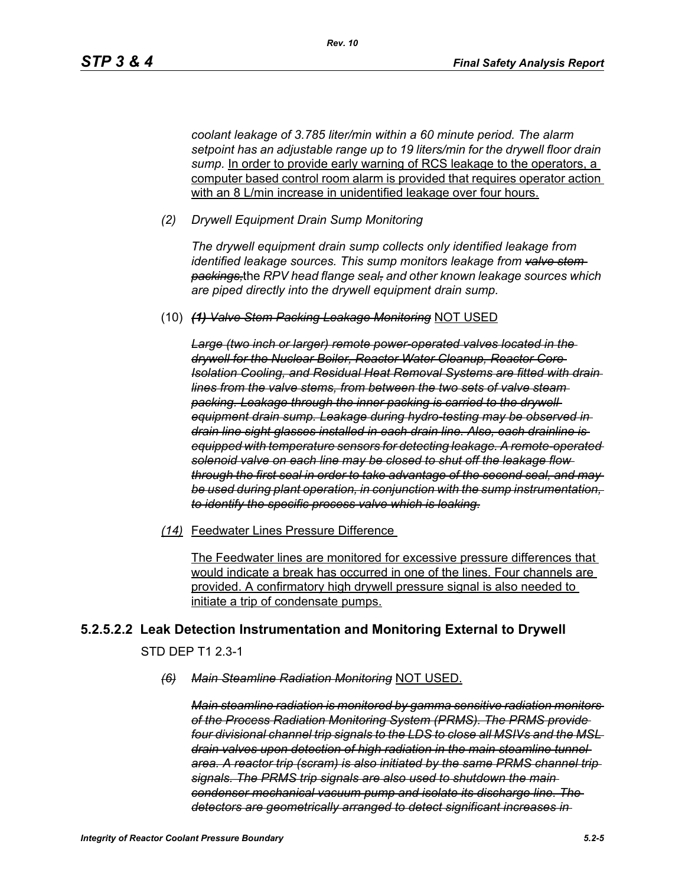*coolant leakage of 3.785 liter/min within a 60 minute period. The alarm setpoint has an adjustable range up to 19 liters/min for the drywell floor drain sump.* <u>In order to provide early warning of RCS leakage to the operators, a computer based control room alarm is provided that requires operator action with an 8 L/min increase in unidentified leakage over four hours.</u>

*(2) Drywell Equipment Drain Sump Monitoring*

*The drywell equipment drain sump collects only identified leakage from identified leakage sources. This sump monitors leakage from ~~valve stem packings,~~*the *RPV head flange seal~~,~~ and other known leakage sources which are piped directly into the drywell equipment drain sump.*

(10) ***~~(1) Valve Stem Packing Leakage Monitoring~~*** <u>NOT USED</u>

***~~Large (two inch or larger) remote power-operated valves located in the drywell for the Nuclear Boiler, Reactor Water Cleanup, Reactor Core Isolation Cooling, and Residual Heat Removal Systems are fitted with drain lines from the valve stems, from between the two sets of valve steam packing. Leakage through the inner packing is carried to the drywell equipment drain sump. Leakage during hydro-testing may be observed in drain line sight glasses installed in each drain line. Also, each drainline is equipped with temperature sensors for detecting leakage. A remote-operated solenoid valve on each line may be closed to shut off the leakage flow through the first seal in order to take advantage of the second seal, and may be used during plant operation, in conjunction with the sump instrumentation, to identify the specific process valve which is leaking.~~***

<u>*(14)*</u> <u>Feedwater Lines Pressure Difference</u>

<u>The Feedwater lines are monitored for excessive pressure differences that would indicate a break has occurred in one of the lines. Four channels are provided. A confirmatory high drywell pressure signal is also needed to initiate a trip of condensate pumps.</u>

### 5.2.5.2.2 Leak Detection Instrumentation and Monitoring External to Drywell

STD DEP T1 2.3-1

*~~(6) Main Steamline Radiation Monitoring~~* <u>NOT USED.</u>

***~~Main steamline radiation is monitored by gamma sensitive radiation monitors of the Process Radiation Monitoring System (PRMS). The PRMS provide four divisional channel trip signals to the LDS to close all MSIVs and the MSL drain valves upon detection of high radiation in the main steamline tunnel area. A reactor trip (scram) is also initiated by the same PRMS channel trip signals. The PRMS trip signals are also used to shutdown the main condenser mechanical vacuum pump and isolate its discharge line. The detectors are geometrically arranged to detect significant increases in~~***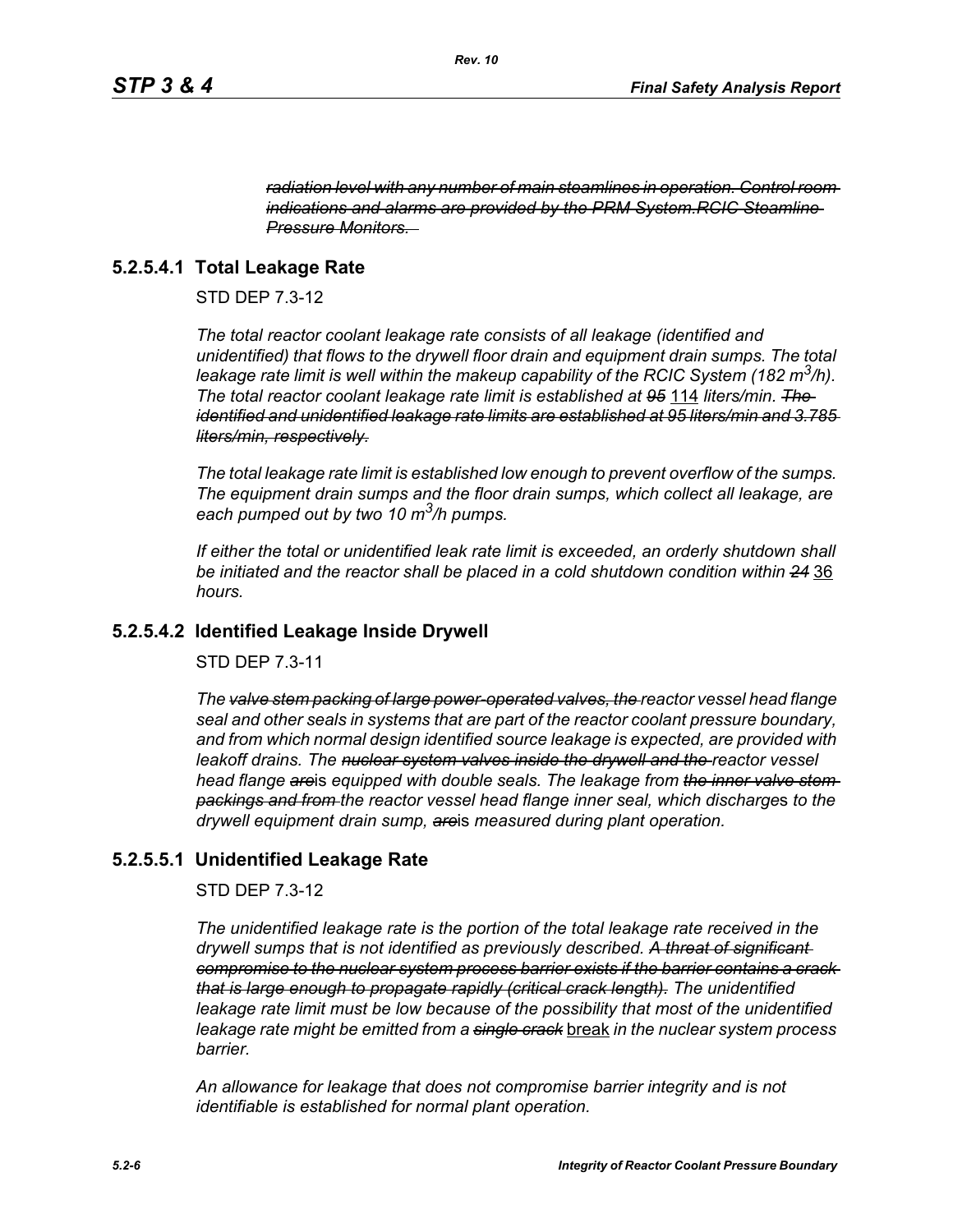~~*radiation level with any number of main steamlines in operation. Control room indications and alarms are provided by the PRM System.RCIC Steamline Pressure Monitors.*~~

### 5.2.5.4.1 Total Leakage Rate

STD DEP 7.3-12

*The total reactor coolant leakage rate consists of all leakage (identified and unidentified) that flows to the drywell floor drain and equipment drain sumps. The total leakage rate limit is well within the makeup capability of the RCIC System (182 $m^3/h$). The total reactor coolant leakage rate limit is established at ~~95~~* <u>114</u> *liters/min. ~~The identified and unidentified leakage rate limits are established at 95 liters/min and 3.785 liters/min, respectively.~~*

*The total leakage rate limit is established low enough to prevent overflow of the sumps. The equipment drain sumps and the floor drain sumps, which collect all leakage, are each pumped out by two 10 $m^3/h$ pumps.*

*If either the total or unidentified leak rate limit is exceeded, an orderly shutdown shall be initiated and the reactor shall be placed in a cold shutdown condition within ~~24~~* <u>36</u> *hours.*

### 5.2.5.4.2 Identified Leakage Inside Drywell

STD DEP 7.3-11

*The ~~valve stem packing of large power-operated valves, the~~ reactor vessel head flange seal and other seals in systems that are part of the reactor coolant pressure boundary, and from which normal design identified source leakage is expected, are provided with leakoff drains. The ~~nuclear system valves inside the drywell and the~~ reactor vessel head flange ~~are~~*is *equipped with double seals. The leakage from ~~the inner valve stem packings and from~~ the reactor vessel head flange inner seal, which discharge*s *to the drywell equipment drain sump, ~~are~~*is *measured during plant operation.*

### 5.2.5.5.1 Unidentified Leakage Rate

STD DEP 7.3-12

*The unidentified leakage rate is the portion of the total leakage rate received in the drywell sumps that is not identified as previously described. ~~A threat of significant compromise to the nuclear system process barrier exists if the barrier contains a crack that is large enough to propagate rapidly (critical crack length).~~ The unidentified leakage rate limit must be low because of the possibility that most of the unidentified leakage rate might be emitted from a ~~single crack~~* <u>break</u> *in the nuclear system process barrier.*

*An allowance for leakage that does not compromise barrier integrity and is not identifiable is established for normal plant operation.*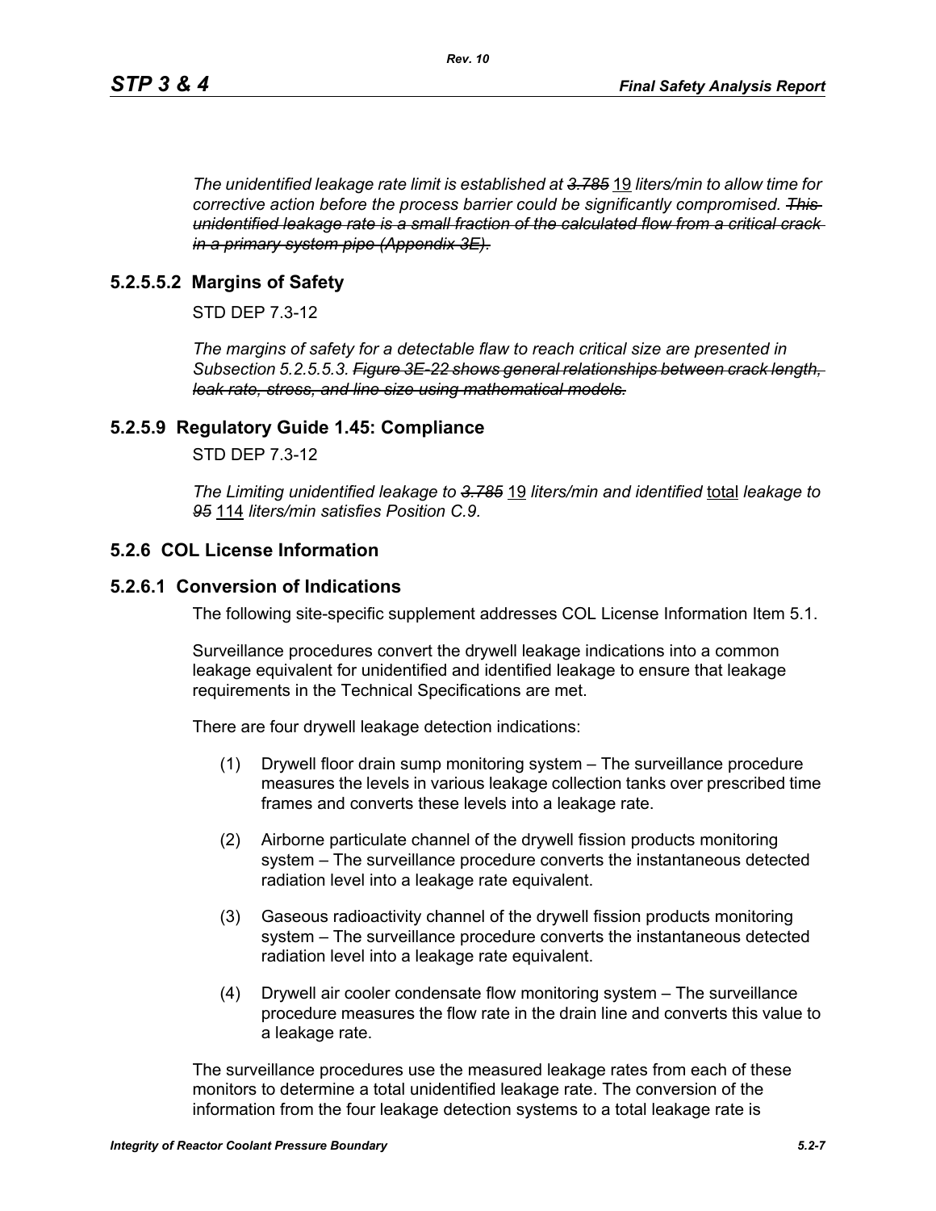*The unidentified leakage rate limit is established at ~~3.785~~* 19 *liters/min to allow time for corrective action before the process barrier could be significantly compromised. ~~This unidentified leakage rate is a small fraction of the calculated flow from a critical crack in a primary system pipe (Appendix 3E).~~*

### 5.2.5.5.2 Margins of Safety

STD DEP 7.3-12

*The margins of safety for a detectable flaw to reach critical size are presented in Subsection 5.2.5.5.3. ~~Figure 3E-22 shows general relationships between crack length, leak rate, stress, and line size using mathematical models.~~*

### 5.2.5.9 Regulatory Guide 1.45: Compliance

STD DEP 7.3-12

*The Limiting unidentified leakage to ~~3.785~~* 19 *liters/min and identified* total *leakage to ~~95~~* 114 *liters/min satisfies Position C.9.*

## 5.2.6 COL License Information

### 5.2.6.1 Conversion of Indications

The following site-specific supplement addresses COL License Information Item 5.1.

Surveillance procedures convert the drywell leakage indications into a common leakage equivalent for unidentified and identified leakage to ensure that leakage requirements in the Technical Specifications are met.

There are four drywell leakage detection indications:

(1) Drywell floor drain sump monitoring system – The surveillance procedure measures the levels in various leakage collection tanks over prescribed time frames and converts these levels into a leakage rate.

(2) Airborne particulate channel of the drywell fission products monitoring system – The surveillance procedure converts the instantaneous detected radiation level into a leakage rate equivalent.

(3) Gaseous radioactivity channel of the drywell fission products monitoring system – The surveillance procedure converts the instantaneous detected radiation level into a leakage rate equivalent.

(4) Drywell air cooler condensate flow monitoring system – The surveillance procedure measures the flow rate in the drain line and converts this value to a leakage rate.

The surveillance procedures use the measured leakage rates from each of these monitors to determine a total unidentified leakage rate. The conversion of the information from the four leakage detection systems to a total leakage rate is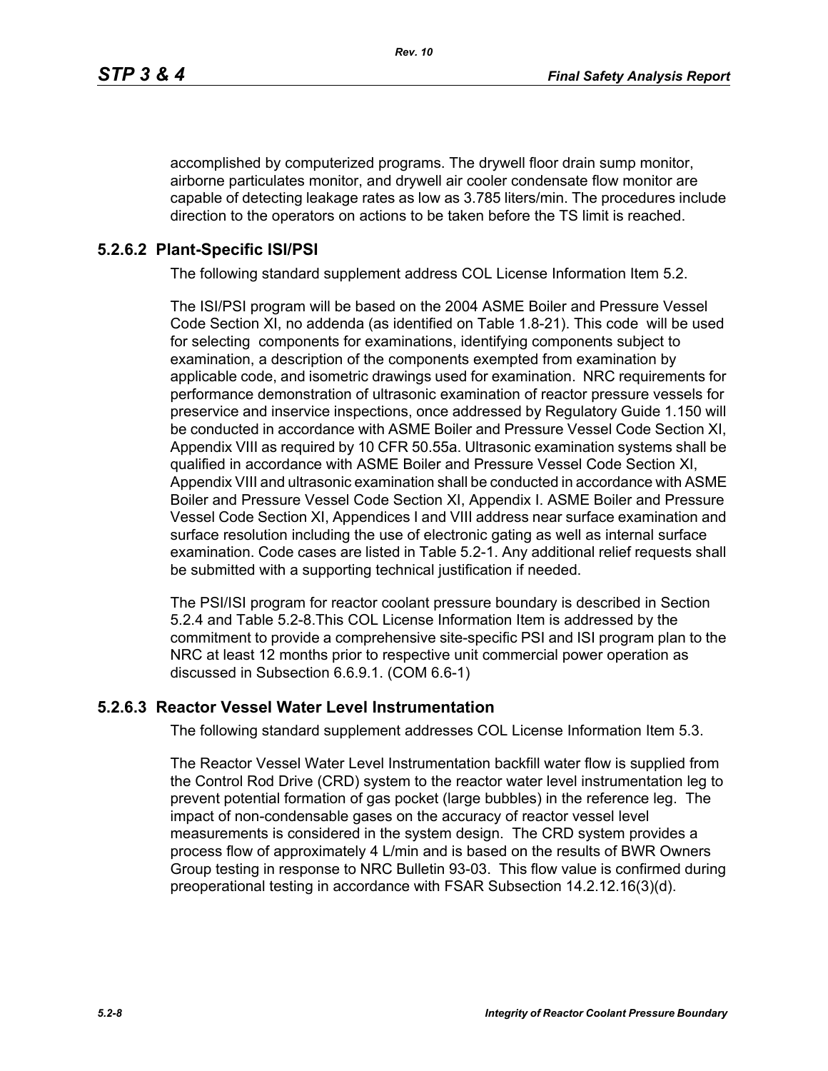accomplished by computerized programs. The drywell floor drain sump monitor, airborne particulates monitor, and drywell air cooler condensate flow monitor are capable of detecting leakage rates as low as 3.785 liters/min. The procedures include direction to the operators on actions to be taken before the TS limit is reached.

### 5.2.6.2 Plant-Specific ISI/PSI

The following standard supplement address COL License Information Item 5.2.

The ISI/PSI program will be based on the 2004 ASME Boiler and Pressure Vessel Code Section XI, no addenda (as identified on Table 1.8-21). This code will be used for selecting components for examinations, identifying components subject to examination, a description of the components exempted from examination by applicable code, and isometric drawings used for examination. NRC requirements for performance demonstration of ultrasonic examination of reactor pressure vessels for preservice and inservice inspections, once addressed by Regulatory Guide 1.150 will be conducted in accordance with ASME Boiler and Pressure Vessel Code Section XI, Appendix VIII as required by 10 CFR 50.55a. Ultrasonic examination systems shall be qualified in accordance with ASME Boiler and Pressure Vessel Code Section XI, Appendix VIII and ultrasonic examination shall be conducted in accordance with ASME Boiler and Pressure Vessel Code Section XI, Appendix I. ASME Boiler and Pressure Vessel Code Section XI, Appendices I and VIII address near surface examination and surface resolution including the use of electronic gating as well as internal surface examination. Code cases are listed in Table 5.2-1. Any additional relief requests shall be submitted with a supporting technical justification if needed.

The PSI/ISI program for reactor coolant pressure boundary is described in Section 5.2.4 and Table 5.2-8.This COL License Information Item is addressed by the commitment to provide a comprehensive site-specific PSI and ISI program plan to the NRC at least 12 months prior to respective unit commercial power operation as discussed in Subsection 6.6.9.1. (COM 6.6-1)

### 5.2.6.3 Reactor Vessel Water Level Instrumentation

The following standard supplement addresses COL License Information Item 5.3.

The Reactor Vessel Water Level Instrumentation backfill water flow is supplied from the Control Rod Drive (CRD) system to the reactor water level instrumentation leg to prevent potential formation of gas pocket (large bubbles) in the reference leg. The impact of non-condensable gases on the accuracy of reactor vessel level measurements is considered in the system design. The CRD system provides a process flow of approximately 4 L/min and is based on the results of BWR Owners Group testing in response to NRC Bulletin 93-03. This flow value is confirmed during preoperational testing in accordance with FSAR Subsection 14.2.12.16(3)(d).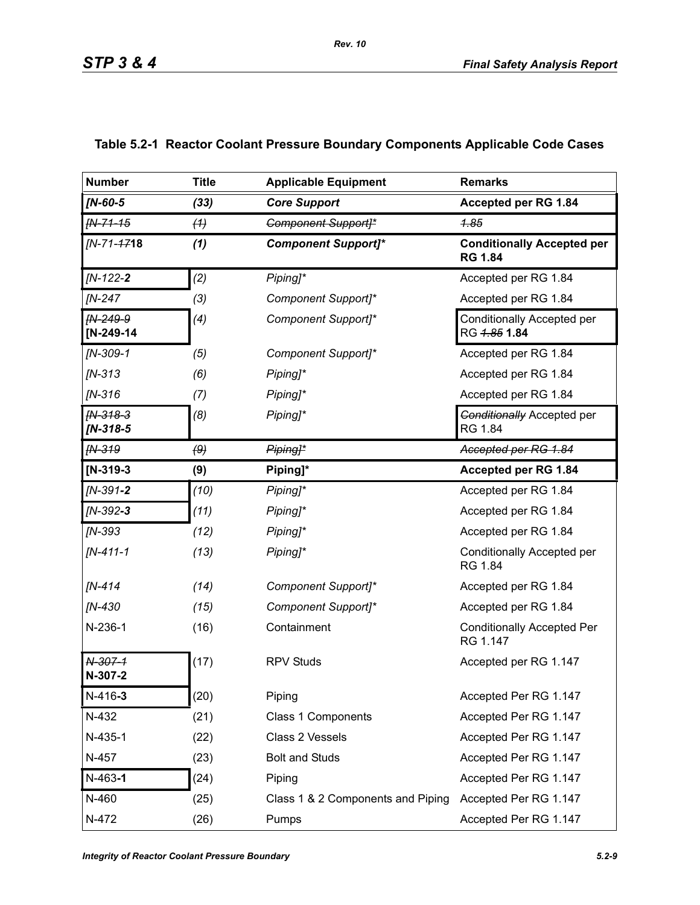## Table 5.2-1 Reactor Coolant Pressure Boundary Components Applicable Code Cases

| Number | Title | Applicable Equipment | Remarks |
|---|---|---|---|
| ***[N-60-5*** | ***(33)*** | ***Core Support*** | **Accepted per RG 1.84** |
| ~~*[N-71-15*~~ | ~~*(1)*~~ | ~~*Component Support]\**~~ | ~~*1.85*~~ |
| *[N-71-~~17~~***18** | ***(1)*** | ***Component Support]\**** | **Conditionally Accepted per RG 1.84** |
| *[N-122-**2*** | *(2)* | *Piping]\** | Accepted per RG 1.84 |
| *[N-247* | *(3)* | *Component Support]\** | Accepted per RG 1.84 |
| ~~*[N-249-9*~~ **[N-249-14** | *(4)* | *Component Support]\** | Conditionally Accepted per RG ~~*1.85*~~ **1.84** |
| *[N-309-1* | *(5)* | *Component Support]\** | Accepted per RG 1.84 |
| *[N-313* | *(6)* | *Piping]\** | Accepted per RG 1.84 |
| *[N-316* | *(7)* | *Piping]\** | Accepted per RG 1.84 |
| ~~*[N-318-3*~~ ***[N-318-5*** | *(8)* | *Piping]\** | ~~*Conditionally*~~ Accepted per RG 1.84 |
| ~~*[N-319*~~ | ~~*(9)*~~ | ~~*Piping]\**~~ | ~~*Accepted per RG 1.84*~~ |
| **[N-319-3** | **(9)** | **Piping]\*** | **Accepted per RG 1.84** |
| *[N-391-**2*** | *(10)* | *Piping]\** | Accepted per RG 1.84 |
| *[N-392-**3*** | *(11)* | *Piping]\** | Accepted per RG 1.84 |
| *[N-393* | *(12)* | *Piping]\** | Accepted per RG 1.84 |
| *[N-411-1* | *(13)* | *Piping]\** | Conditionally Accepted per RG 1.84 |
| *[N-414* | *(14)* | *Component Support]\** | Accepted per RG 1.84 |
| *[N-430* | *(15)* | *Component Support]\** | Accepted per RG 1.84 |
| N-236-1 | (16) | Containment | Conditionally Accepted Per RG 1.147 |
| ~~*N-307-1*~~ **N-307-2** | (17) | RPV Studs | Accepted per RG 1.147 |
| N-416-**3** | (20) | Piping | Accepted Per RG 1.147 |
| N-432 | (21) | Class 1 Components | Accepted Per RG 1.147 |
| N-435-1 | (22) | Class 2 Vessels | Accepted Per RG 1.147 |
| N-457 | (23) | Bolt and Studs | Accepted Per RG 1.147 |
| N-463-**1** | (24) | Piping | Accepted Per RG 1.147 |
| N-460 | (25) | Class 1 & 2 Components and Piping | Accepted Per RG 1.147 |
| N-472 | (26) | Pumps | Accepted Per RG 1.147 |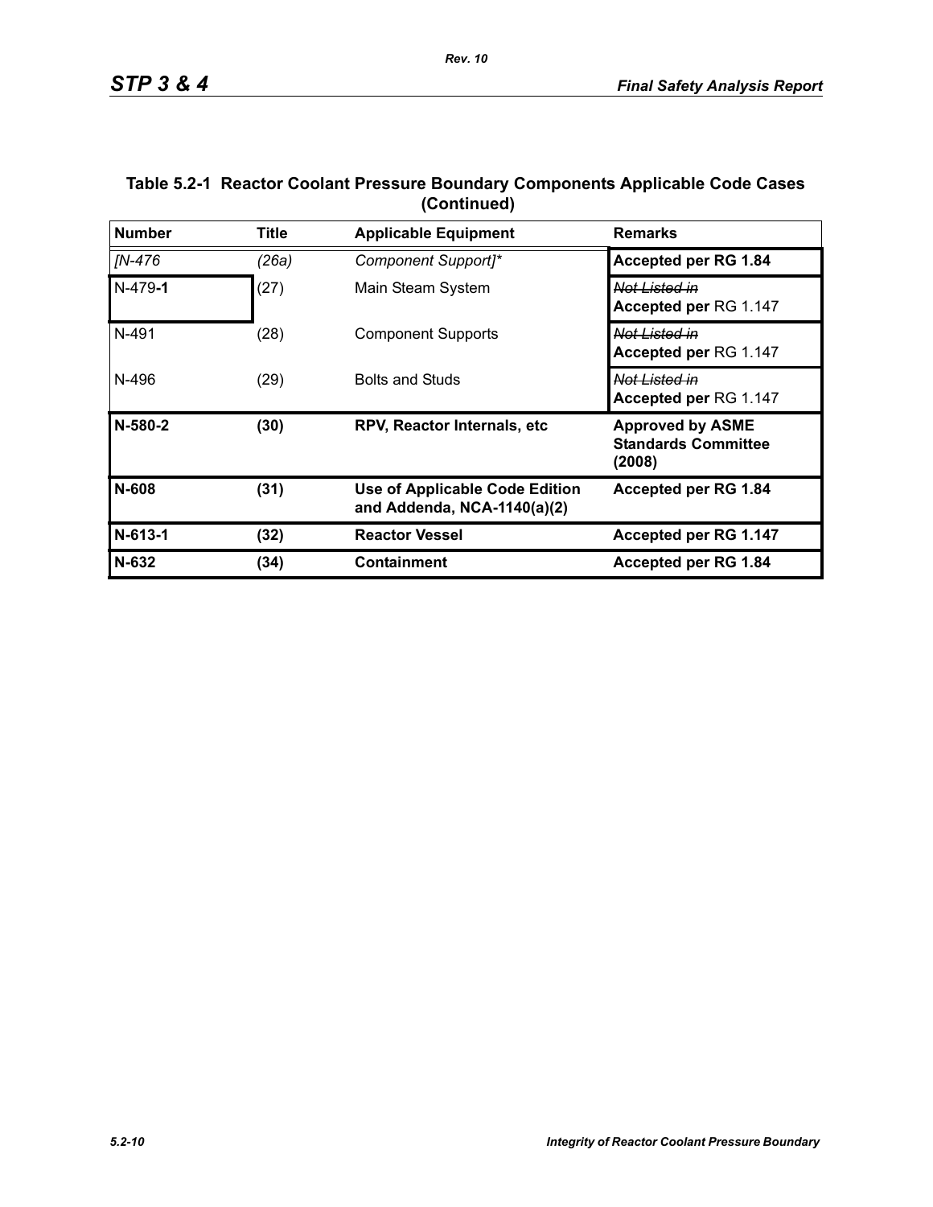**Table 5.2-1 Reactor Coolant Pressure Boundary Components Applicable Code Cases (Continued)**

| Number | Title | Applicable Equipment | Remarks |
|---|---|---|---|
| *[N-476* | *(26a)* | *Component Support]** | **Accepted per RG 1.84** |
| N-479**-1** | (27) | Main Steam System | ~~Not Listed in~~ **Accepted per** RG 1.147 |
| N-491 | (28) | Component Supports | ~~Not Listed in~~ **Accepted per** RG 1.147 |
| N-496 | (29) | Bolts and Studs | ~~Not Listed in~~ **Accepted per** RG 1.147 |
| **N-580-2** | **(30)** | **RPV, Reactor Internals, etc** | **Approved by ASME Standards Committee (2008)** |
| **N-608** | **(31)** | **Use of Applicable Code Edition and Addenda, NCA-1140(a)(2)** | **Accepted per RG 1.84** |
| **N-613-1** | **(32)** | **Reactor Vessel** | **Accepted per RG 1.147** |
| **N-632** | **(34)** | **Containment** | **Accepted per RG 1.84** |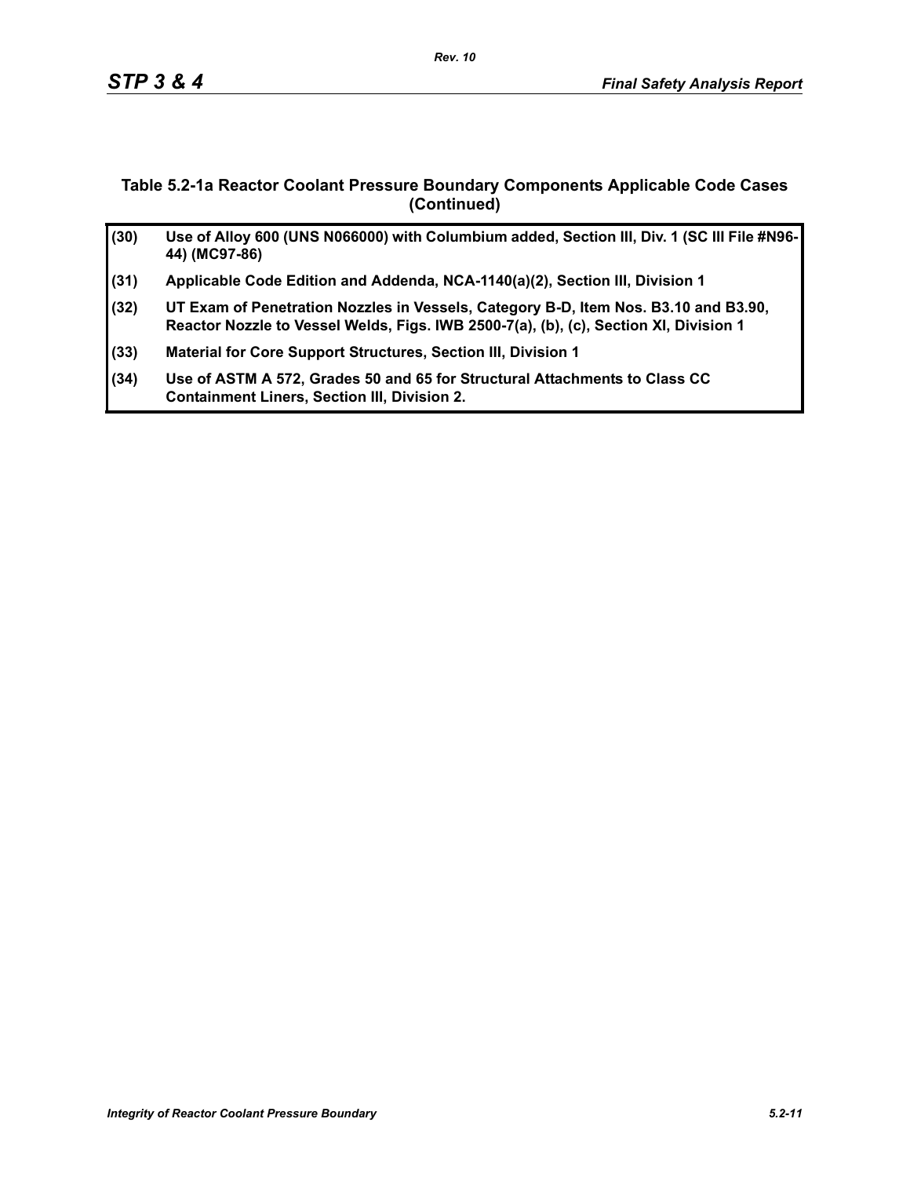### Table 5.2-1a Reactor Coolant Pressure Boundary Components Applicable Code Cases (Continued)

| | |
|---|---|
| **(30)** | **Use of Alloy 600 (UNS N066000) with Columbium added, Section III, Div. 1 (SC III File #N96-44) (MC97-86)** |
| **(31)** | **Applicable Code Edition and Addenda, NCA-1140(a)(2), Section III, Division 1** |
| **(32)** | **UT Exam of Penetration Nozzles in Vessels, Category B-D, Item Nos. B3.10 and B3.90, Reactor Nozzle to Vessel Welds, Figs. IWB 2500-7(a), (b), (c), Section XI, Division 1** |
| **(33)** | **Material for Core Support Structures, Section III, Division 1** |
| **(34)** | **Use of ASTM A 572, Grades 50 and 65 for Structural Attachments to Class CC Containment Liners, Section III, Division 2.** |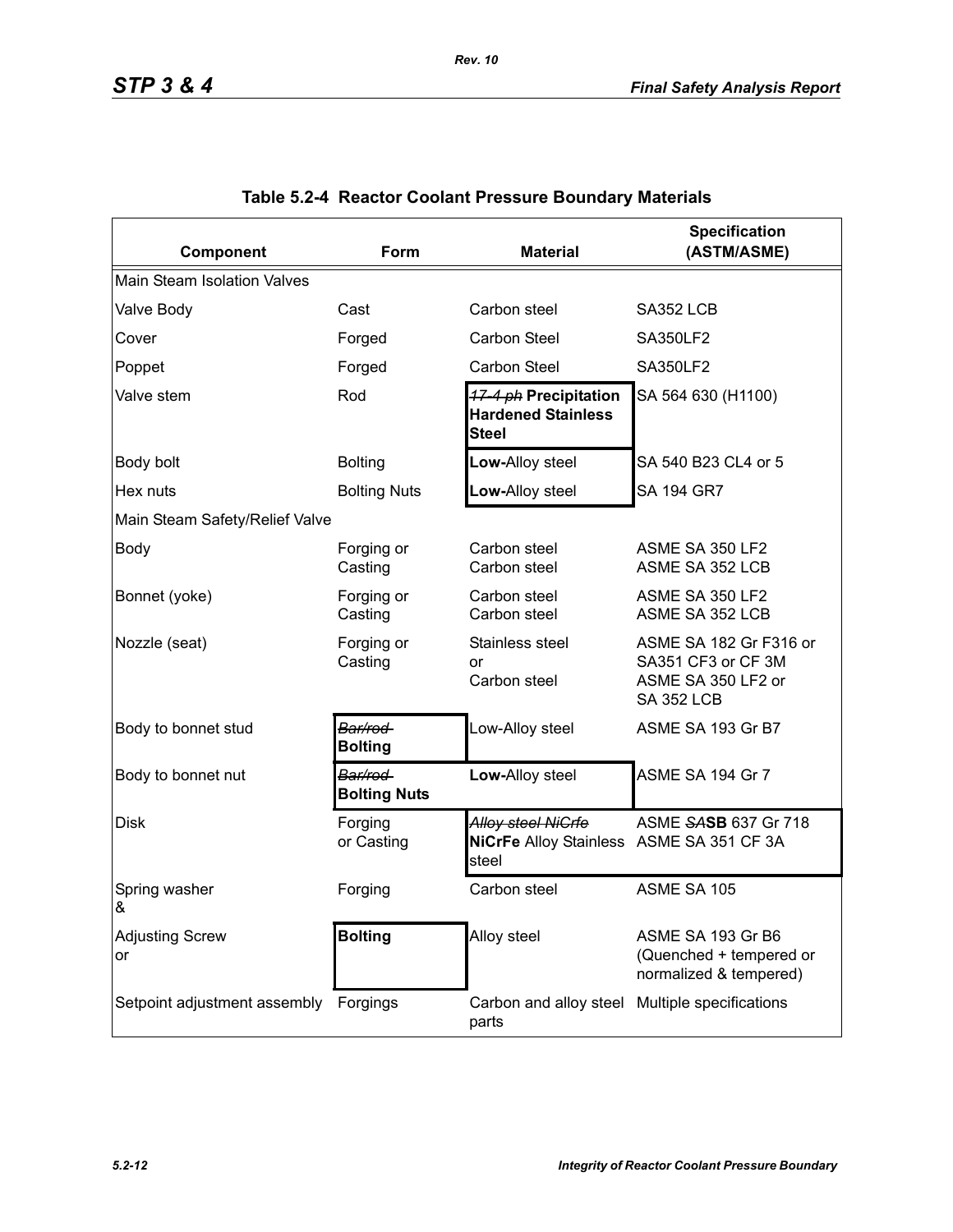## Table 5.2-4 Reactor Coolant Pressure Boundary Materials

| Component | Form | Material | Specification (ASTM/ASME) |
|---|---|---|---|
| Main Steam Isolation Valves | | | |
| Valve Body | Cast | Carbon steel | SA352 LCB |
| Cover | Forged | Carbon Steel | SA350LF2 |
| Poppet | Forged | Carbon Steel | SA350LF2 |
| Valve stem | Rod | ~~17-4 ph~~ **Precipitation Hardened Stainless Steel** | SA 564 630 (H1100) |
| Body bolt | Bolting | **Low-**Alloy steel | SA 540 B23 CL4 or 5 |
| Hex nuts | Bolting Nuts | **Low-**Alloy steel | SA 194 GR7 |
| Main Steam Safety/Relief Valve | | | |
| Body | Forging or Casting | Carbon steel Carbon steel | ASME SA 350 LF2 ASME SA 352 LCB |
| Bonnet (yoke) | Forging or Casting | Carbon steel Carbon steel | ASME SA 350 LF2 ASME SA 352 LCB |
| Nozzle (seat) | Forging or Casting | Stainless steel or Carbon steel | ASME SA 182 Gr F316 or SA351 CF3 or CF 3M ASME SA 350 LF2 or SA 352 LCB |
| Body to bonnet stud | ~~Bar/rod~~ **Bolting** | Low-Alloy steel | ASME SA 193 Gr B7 |
| Body to bonnet nut | ~~Bar/rod~~ **Bolting Nuts** | **Low-**Alloy steel | ASME SA 194 Gr 7 |
| Disk | Forging or Casting | ~~Alloy steel NiCrfe~~ **NiCrFe** Alloy Stainless steel | ASME ~~SA~~**SB** 637 Gr 718 ASME SA 351 CF 3A |
| Spring washer & | Forging | Carbon steel | ASME SA 105 |
| Adjusting Screw or | **Bolting** | Alloy steel | ASME SA 193 Gr B6 (Quenched + tempered or normalized & tempered) |
| Setpoint adjustment assembly | Forgings | Carbon and alloy steel parts | Multiple specifications |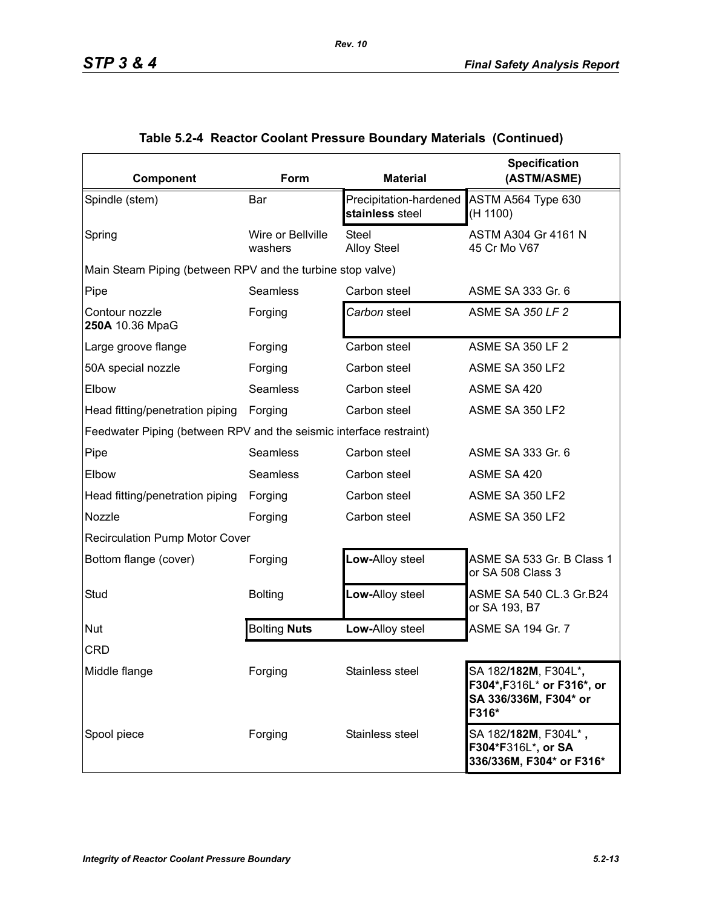## Table 5.2-4 Reactor Coolant Pressure Boundary Materials (Continued)

| Component | Form | Material | Specification (ASTM/ASME) |
|---|---|---|---|
| Spindle (stem) | Bar | Precipitation-hardened **stainless** steel | ASTM A564 Type 630 (H 1100) |
| Spring | Wire or Bellville washers | Steel<br>Alloy Steel | ASTM A304 Gr 4161 N<br>45 Cr Mo V67 |
| Main Steam Piping (between RPV and the turbine stop valve) | | | |
| Pipe | Seamless | Carbon steel | ASME SA 333 Gr. 6 |
| Contour nozzle **250A** 10.36 MpaG | Forging | *Carbon* steel | ASME SA *350 LF 2* |
| Large groove flange | Forging | Carbon steel | ASME SA 350 LF 2 |
| 50A special nozzle | Forging | Carbon steel | ASME SA 350 LF2 |
| Elbow | Seamless | Carbon steel | ASME SA 420 |
| Head fitting/penetration piping | Forging | Carbon steel | ASME SA 350 LF2 |
| Feedwater Piping (between RPV and the seismic interface restraint) | | | |
| Pipe | Seamless | Carbon steel | ASME SA 333 Gr. 6 |
| Elbow | Seamless | Carbon steel | ASME SA 420 |
| Head fitting/penetration piping | Forging | Carbon steel | ASME SA 350 LF2 |
| Nozzle | Forging | Carbon steel | ASME SA 350 LF2 |
| Recirculation Pump Motor Cover | | | |
| Bottom flange (cover) | Forging | **Low-**Alloy steel | ASME SA 533 Gr. B Class 1 or SA 508 Class 3 |
| Stud | Bolting | **Low-**Alloy steel | ASME SA 540 CL.3 Gr.B24 or SA 193, B7 |
| Nut | Bolting **Nuts** | **Low-**Alloy steel | ASME SA 194 Gr. 7 |
| CRD | | | |
| Middle flange | Forging | Stainless steel | SA 182**/182M**, F304L***, F304*,F**316L* **or F316*, or SA 336/336M, F304* or F316*** |
| Spool piece | Forging | Stainless steel | SA 182**/182M**, F304L* **, F304*F**316L***, or SA 336/336M, F304* or F316*** |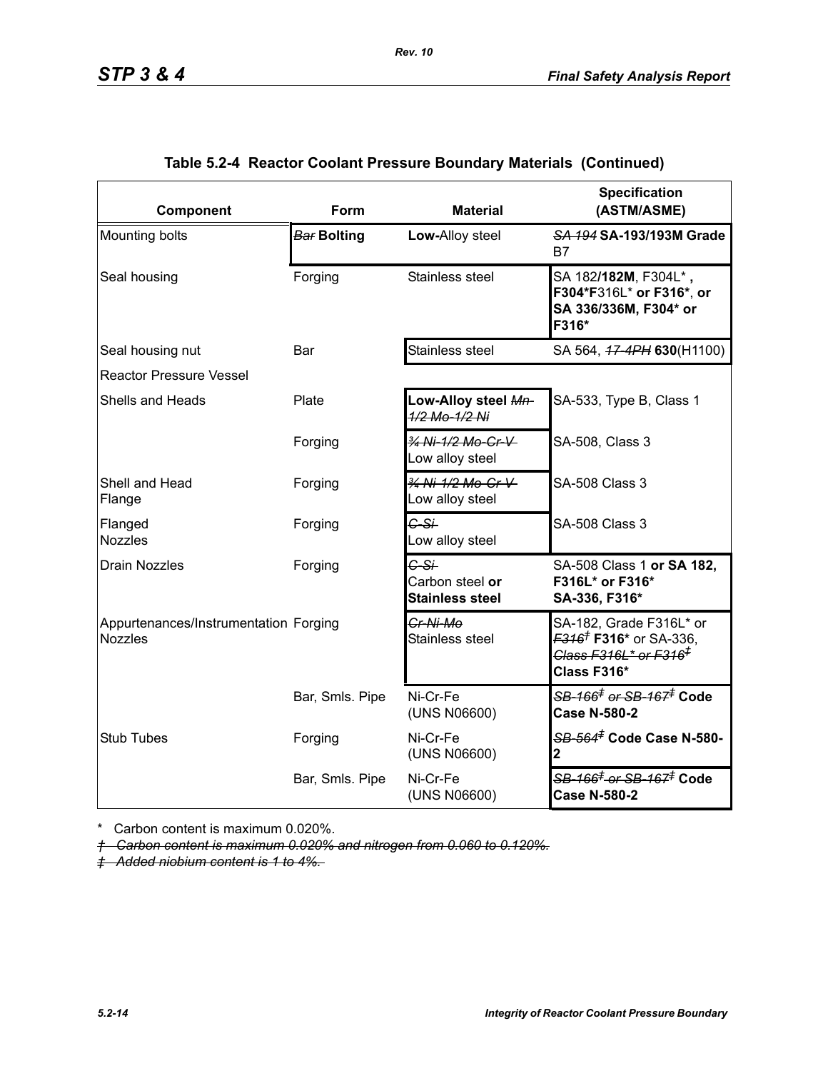## Table 5.2-4 Reactor Coolant Pressure Boundary Materials (Continued)

| Component | Form | Material | Specification (ASTM/ASME) |
|---|---|---|---|
| Mounting bolts | ~~Bar~~ **Bolting** | **Low-**Alloy steel | ~~SA 194~~ **SA-193/193M Grade** B7 |
| Seal housing | Forging | Stainless steel | SA 182/**182M**, F304L* **,** **F304*F**316L* **or F316***, **or SA 336/336M, F304* or F316*** |
| Seal housing nut | Bar | Stainless steel | SA 564, ~~17-4PH~~ **630**(H1100) |
| Reactor Pressure Vessel | | | |
| Shells and Heads | Plate | **Low-Alloy steel** ~~Mn-1/2 Mo-1/2 Ni~~ | SA-533, Type B, Class 1 |
| | Forging | ~~¾ Ni-1/2 Mo-Cr-V~~ Low alloy steel | SA-508, Class 3 |
| Shell and Head Flange | Forging | ~~¾ Ni-1/2 Mo-Cr-V~~ Low alloy steel | SA-508 Class 3 |
| Flanged Nozzles | Forging | ~~C-Si~~ Low alloy steel | SA-508 Class 3 |
| Drain Nozzles | Forging | ~~C-Si~~ Carbon steel **or Stainless steel** | SA-508 Class 1 **or SA 182, F316L* or F316* SA-336, F316*** |
| Appurtenances/Instrumentation Nozzles | Forging | ~~Cr-Ni-Mo~~ Stainless steel | SA-182, Grade F316L* or ~~F316†~~ **F316*** or SA-336, ~~Class F316L* or F316‡~~ **Class F316*** |
| | Bar, Smls. Pipe | Ni-Cr-Fe (UNS N06600) | ~~SB-166‡ or SB-167‡~~ **Code Case N-580-2** |
| Stub Tubes | Forging | Ni-Cr-Fe (UNS N06600) | ~~SB-564‡~~ **Code Case N-580-2** |
| | Bar, Smls. Pipe | Ni-Cr-Fe (UNS N06600) | ~~SB-166‡ or SB-167‡~~ **Code Case N-580-2** |

\* Carbon content is maximum 0.020%.

~~† Carbon content is maximum 0.020% and nitrogen from 0.060 to 0.120%.~~

~~‡ Added niobium content is 1 to 4%.~~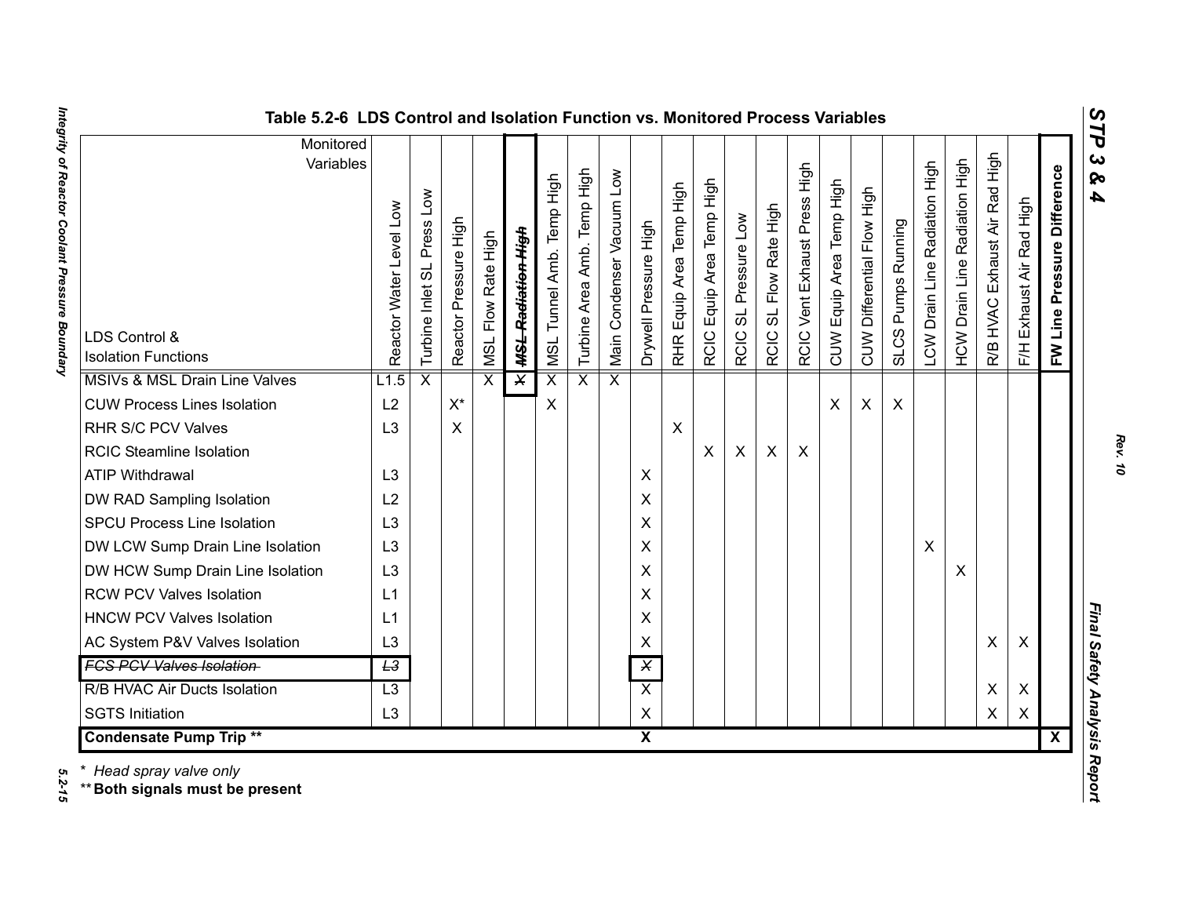Table 5.2-6 LDS Control and Isolation Function vs. Monitored Process Variables

| LDS Control & Isolation Functions \ Monitored Variables | Reactor Water Level Low | Turbine Inlet SL Press Low | Reactor Pressure High | MSL Flow Rate High | ~~MSL Radiation High~~ | MSL Tunnel Amb. Temp High | Turbine Area Amb. Temp High | Main Condenser Vacuum Low | Drywell Pressure High | RHR Equip Area Temp High | RCIC Equip Area Temp High | RCIC SL Pressure Low | RCIC SL Flow Rate High | RCIC Vent Exhaust Press High | CUW Equip Area Temp High | CUW Differential Flow High | SLCS Pumps Running | LCW Drain Line Radiation High | HCW Drain Line Radiation High | R/B HVAC Exhaust Air Rad High | F/H Exhaust Air Rad High | **FW Line Pressure Difference** |
|---|---|---|---|---|---|---|---|---|---|---|---|---|---|---|---|---|---|---|---|---|---|---|
| MSIVs & MSL Drain Line Valves | L1.5 | X | | X | ~~X~~ | X | X | X | | | | | | | | | | | | | | |
| CUW Process Lines Isolation | L2 | | X* | | | X | | | | | | | | | X | X | X | | | | | |
| RHR S/C PCV Valves | L3 | | X | | | | | | | X | | | | | | | | | | | | |
| RCIC Steamline Isolation | | | | | | | | | | | X | X | X | X | | | | | | | | |
| ATIP Withdrawal | L3 | | | | | | | | X | | | | | | | | | | | | | |
| DW RAD Sampling Isolation | L2 | | | | | | | | X | | | | | | | | | | | | | |
| SPCU Process Line Isolation | L3 | | | | | | | | X | | | | | | | | | | | | | |
| DW LCW Sump Drain Line Isolation | L3 | | | | | | | | X | | | | | | | | | X | | | | |
| DW HCW Sump Drain Line Isolation | L3 | | | | | | | | X | | | | | | | | | | X | | | |
| RCW PCV Valves Isolation | L1 | | | | | | | | X | | | | | | | | | | | | | |
| HNCW PCV Valves Isolation | L1 | | | | | | | | X | | | | | | | | | | | | | |
| AC System P&V Valves Isolation | L3 | | | | | | | | X | | | | | | | | | | | X | X | |
| ~~FCS PCV Valves Isolation~~ | ~~L3~~ | | | | | | | | ~~X~~ | | | | | | | | | | | | | |
| R/B HVAC Air Ducts Isolation | L3 | | | | | | | | X | | | | | | | | | | | X | X | |
| SGTS Initiation | L3 | | | | | | | | X | | | | | | | | | | | X | X | |
| **Condensate Pump Trip \*\*** | | | | | | | | | **X** | | | | | | | | | | | | | **X** |

\* *Head spray valve only*

\*\* **Both signals must be present**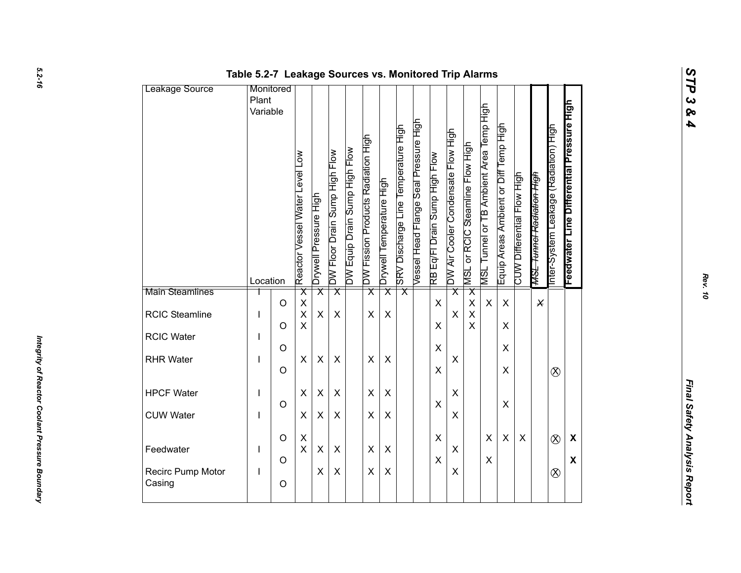**Table 5.2-7 Leakage Sources vs. Monitored Trip Alarms**

| Leakage Source | Monitored Plant Variable Location | Reactor Vessel Water Level Low | Drywell Pressure High | DW Floor Drain Sump High Flow | DW Equip Drain Sump High Flow | DW Fission Products Radiation High | Drywell Temperature High | SRV Discharge Line Temperature High | Vessel Head Flange Seal Pressure High | RB Eq/Fl Drain Sump High Flow | DW Air Cooler Condensate Flow High | MSL or RCIC Steamline Flow High | MSL Tunnel or TB Ambient Area Temp High | Equip Areas Ambient or Diff Temp High | CUW Differential Flow High | ~~MSL Tunnel Radiation High~~ | Inter-System Leakage (Radiation) High | **Feedwater Line Differential Pressure High** |
|---|---|---|---|---|---|---|---|---|---|---|---|---|---|---|---|---|---|---|
| Main Steamlines | I | X | X | X | | X | X | X | | | X | X | | | | | | |
| | O | X | | | | | | | | X | | X | X | X | | ~~X~~ | | |
| RCIC Steamline | I | X | X | X | | X | X | | | | X | X | | | | | | |
| | O | X | | | | | | | | X | | X | | X | | | | |
| RCIC Water | I | | | | | | | | | | | | | | | | | |
| | O | | | | | | | | | X | | | | X | | | | |
| RHR Water | I | X | X | X | | X | X | | | | X | | | | | | | |
| | O | | | | | | | | | X | | | | X | | | ⊗ | |
| HPCF Water | I | X | X | X | | X | X | | | | X | | | | | | | |
| | O | | | | | | | | | X | | | | X | | | | |
| CUW Water | I | X | X | X | | X | X | | | | X | | | | | | | |
| | O | X | | | | | | | | X | | | X | X | X | | ⊗ | **X** |
| Feedwater | I | X | X | X | | X | X | | | | X | | | | | | | |
| | O | | | | | | | | | X | | | X | | | | | **X** |
| Recirc Pump Motor Casing | I | | X | X | | X | X | | | | X | | | | | | ⊗ | |
| | O | | | | | | | | | | | | | | | | | |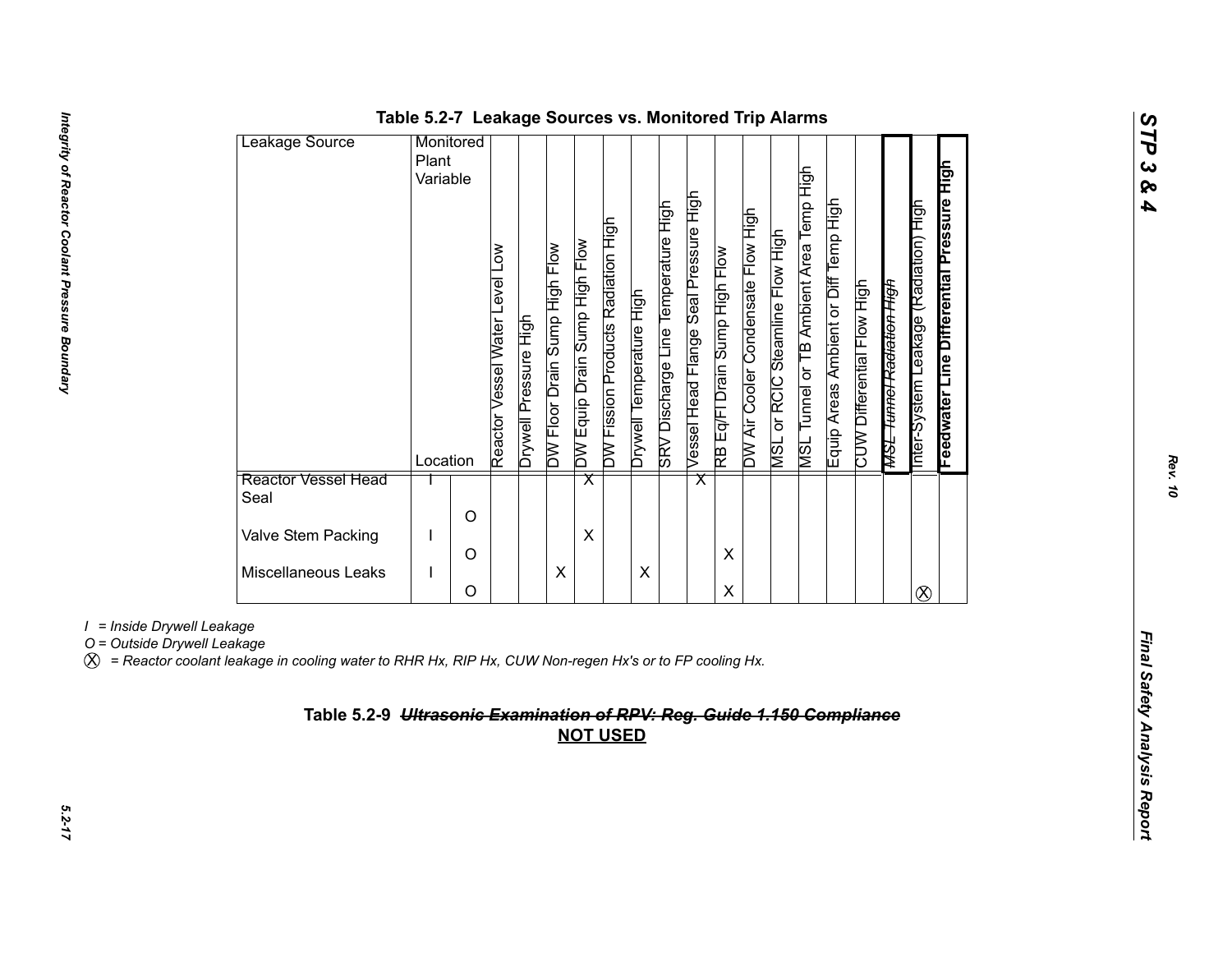**Table 5.2-7 Leakage Sources vs. Monitored Trip Alarms**

| Leakage Source | Monitored Plant Variable / Location | Reactor Vessel Water Level Low | Drywell Pressure High | DW Floor Drain Sump High Flow | DW Equip Drain Sump High Flow | DW Fission Products Radiation High | Drywell Temperature High | SRV Discharge Line Temperature High | Vessel Head Flange Seal Pressure High | RB Eq/Fl Drain Sump High Flow | DW Air Cooler Condensate Flow High | MSL or RCIC Steamline Flow High | MSL Tunnel or TB Ambient Area Temp High | Equip Areas Ambient or Diff Temp High | CUW Differential Flow High | MSL ~~Tunnel Radiation High~~ | Inter-System Leakage (Radiation) High | **Feedwater Line Differential Pressure High** |
|---|---|---|---|---|---|---|---|---|---|---|---|---|---|---|---|---|---|---|
| Reactor Vessel Head Seal | I | | | | X | | | | X | | | | | | | | | |
| | O | | | | | | | | | | | | | | | | | |
| Valve Stem Packing | I | | | | X | | | | | | | | | | | | | |
| | O | | | | | | | | | X | | | | | | | | |
| Miscellaneous Leaks | I | | | X | | | X | | | | | | | | | | | |
| | O | | | | | | | | | X | | | | | | | ⓧ | |

*I = Inside Drywell Leakage*

*O = Outside Drywell Leakage*

*ⓧ = Reactor coolant leakage in cooling water to RHR Hx, RIP Hx, CUW Non-regen Hx's or to FP cooling Hx.*

**Table 5.2-9 ~~*Ultrasonic Examination of RPV: Reg. Guide 1.150 Compliance*~~**

**NOT USED**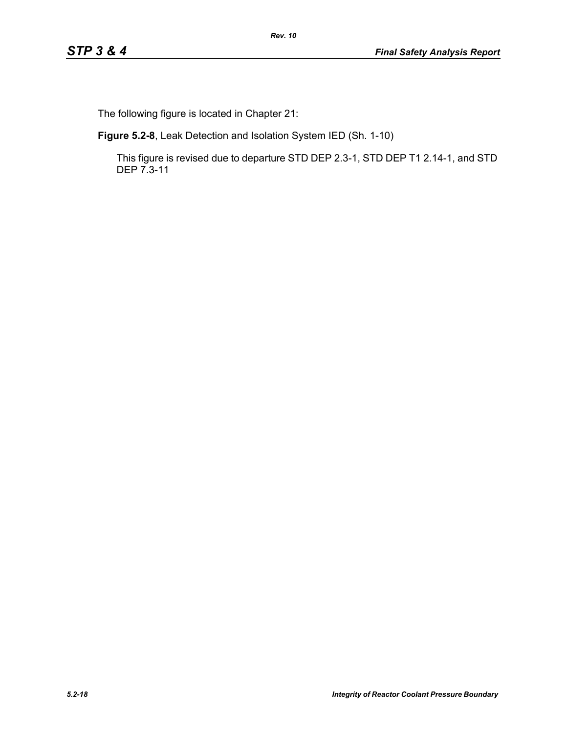The following figure is located in Chapter 21:

**Figure 5.2-8**, Leak Detection and Isolation System IED (Sh. 1-10)

This figure is revised due to departure STD DEP 2.3-1, STD DEP T1 2.14-1, and STD DEP 7.3-11